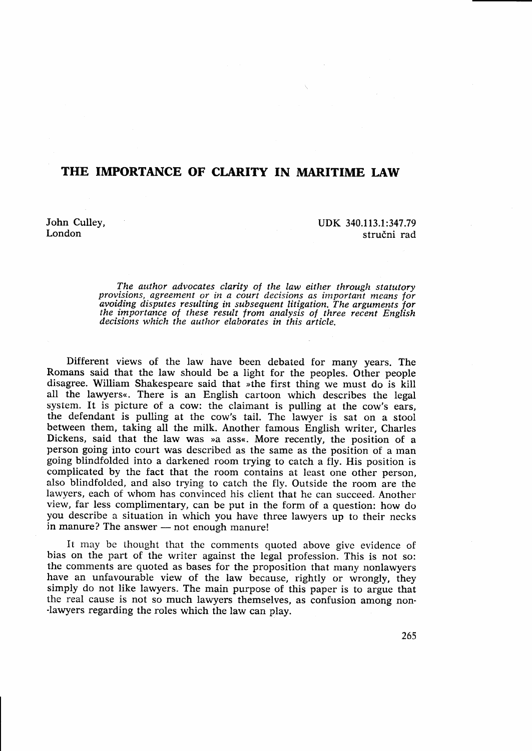# THE IMPORTANCE OF CLARITY IN MARITIME LAW

John Culley,
London

UDK 340.113.1:347.79
stručni rad

*The author advocates clarity of the law either through statutory provisions, agreement or in a court decisions as important means for avoiding disputes resulting in subsequent litigation. The arguments for the importance of these result from analysis of three recent English decisions which the author elaborates in this article.*

Different views of the law have been debated for many years. The Romans said that the law should be a light for the peoples. Other people disagree. William Shakespeare said that »the first thing we must do is kill all the lawyers«. There is an English cartoon which describes the legal system. It is picture of a cow: the claimant is pulling at the cow's ears, the defendant is pulling at the cow's tail. The lawyer is sat on a stool between them, taking all the milk. Another famous English writer, Charles Dickens, said that the law was »a ass«. More recently, the position of a person going into court was described as the same as the position of a man going blindfolded into a darkened room trying to catch a fly. His position is complicated by the fact that the room contains at least one other person, also blindfolded, and also trying to catch the fly. Outside the room are the lawyers, each of whom has convinced his client that he can succeed. Another view, far less complimentary, can be put in the form of a question: how do you describe a situation in which you have three lawyers up to their necks in manure? The answer — not enough manure!

It may be thought that the comments quoted above give evidence of bias on the part of the writer against the legal profession. This is not so: the comments are quoted as bases for the proposition that many nonlawyers have an unfavourable view of the law because, rightly or wrongly, they simply do not like lawyers. The main purpose of this paper is to argue that the real cause is not so much lawyers themselves, as confusion among non-lawyers regarding the roles which the law can play.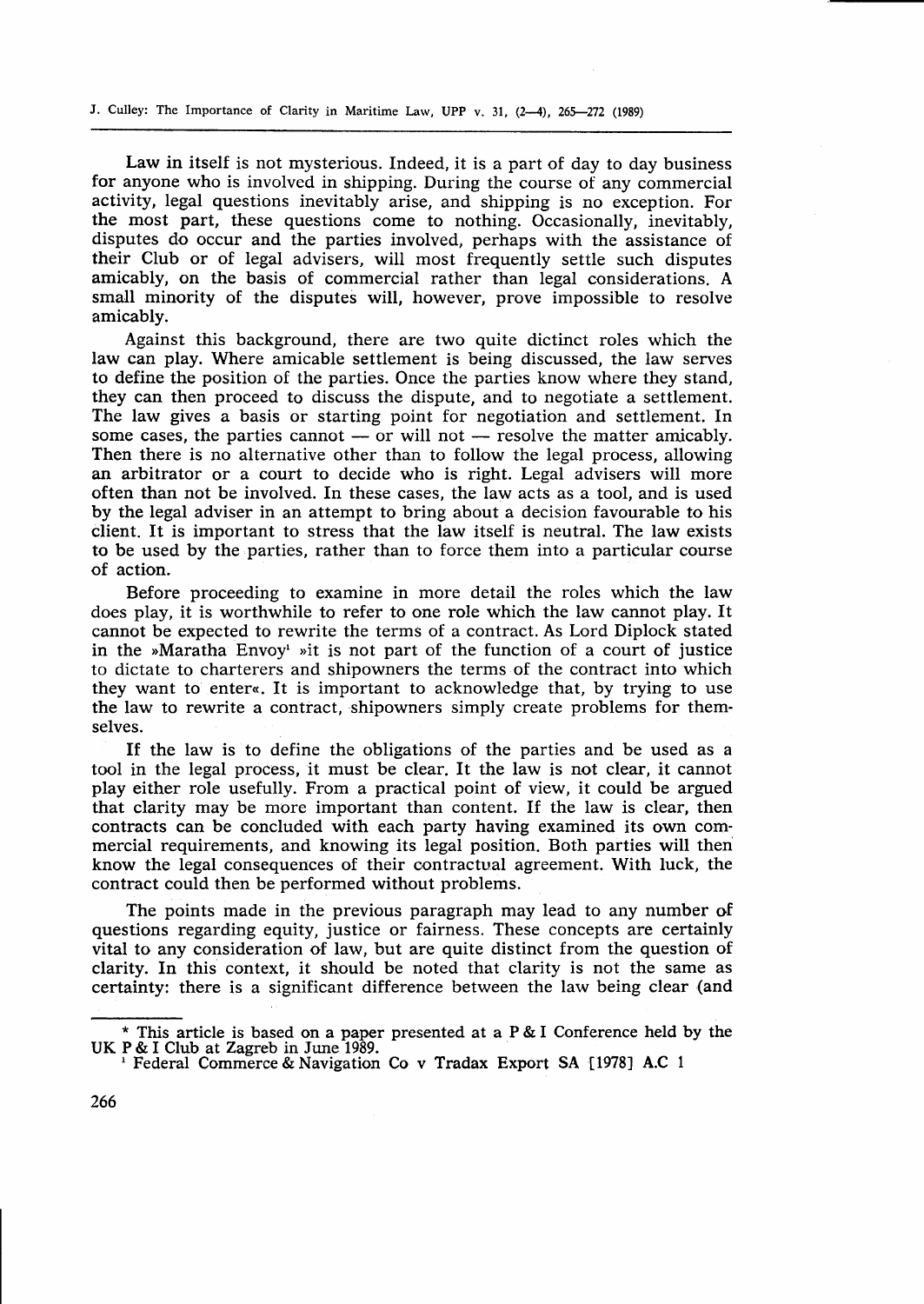Law in itself is not mysterious. Indeed, it is a part of day to day business for anyone who is involved in shipping. During the course of any commercial activity, legal questions inevitably arise, and shipping is no exception. For the most part, these questions come to nothing. Occasionally, inevitably, disputes do occur and the parties involved, perhaps with the assistance of their Club or of legal advisers, will most frequently settle such disputes amicably, on the basis of commercial rather than legal considerations. A small minority of the disputes will, however, prove impossible to resolve amicably.

Against this background, there are two quite dictinct roles which the law can play. Where amicable settlement is being discussed, the law serves to define the position of the parties. Once the parties know where they stand, they can then proceed to discuss the dispute, and to negotiate a settlement. The law gives a basis or starting point for negotiation and settlement. In some cases, the parties cannot — or will not — resolve the matter amicably. Then there is no alternative other than to follow the legal process, allowing an arbitrator or a court to decide who is right. Legal advisers will more often than not be involved. In these cases, the law acts as a tool, and is used by the legal adviser in an attempt to bring about a decision favourable to his client. It is important to stress that the law itself is neutral. The law exists to be used by the parties, rather than to force them into a particular course of action.

Before proceeding to examine in more detail the roles which the law does play, it is worthwhile to refer to one role which the law cannot play. It cannot be expected to rewrite the terms of a contract. As Lord Diplock stated in the »Maratha Envoy[1] »it is not part of the function of a court of justice to dictate to charterers and shipowners the terms of the contract into which they want to enter«. It is important to acknowledge that, by trying to use the law to rewrite a contract, shipowners simply create problems for themselves.

If the law is to define the obligations of the parties and be used as a tool in the legal process, it must be clear. It the law is not clear, it cannot play either role usefully. From a practical point of view, it could be argued that clarity may be more important than content. If the law is clear, then contracts can be concluded with each party having examined its own commercial requirements, and knowing its legal position. Both parties will then know the legal consequences of their contractual agreement. With luck, the contract could then be performed without problems.

The points made in the previous paragraph may lead to any number of questions regarding equity, justice or fairness. These concepts are certainly vital to any consideration of law, but are quite distinct from the question of clarity. In this context, it should be noted that clarity is not the same as certainty: there is a significant difference between the law being clear (and

---

* This article is based on a paper presented at a P & I Conference held by the UK P & I Club at Zagreb in June 1989.

[1] Federal Commerce & Navigation Co v Tradax Export SA [1978] A.C 1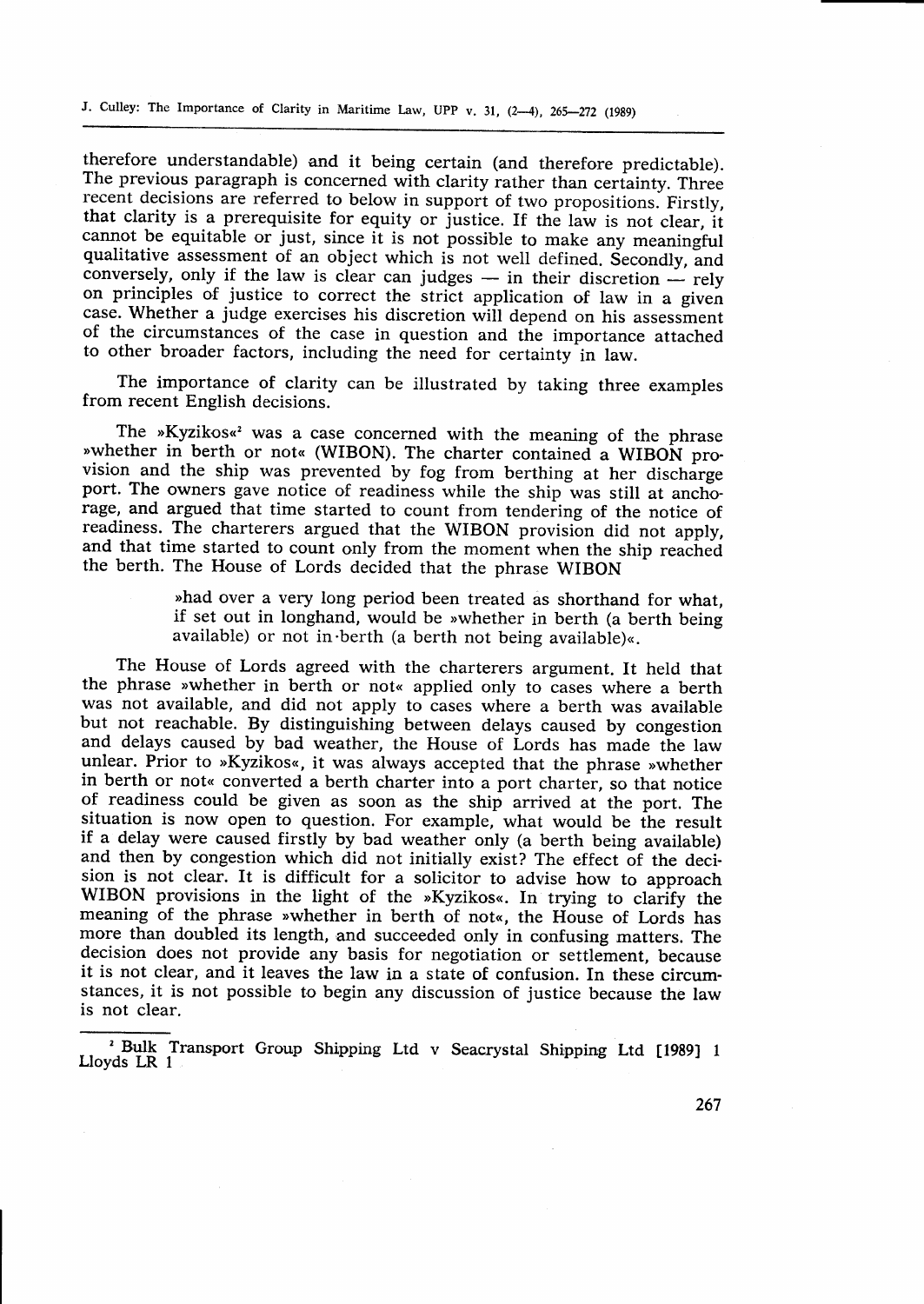therefore understandable) and it being certain (and therefore predictable). The previous paragraph is concerned with clarity rather than certainty. Three recent decisions are referred to below in support of two propositions. Firstly, that clarity is a prerequisite for equity or justice. If the law is not clear, it cannot be equitable or just, since it is not possible to make any meaningful qualitative assessment of an object which is not well defined. Secondly, and conversely, only if the law is clear can judges — in their discretion — rely on principles of justice to correct the strict application of law in a given case. Whether a judge exercises his discretion will depend on his assessment of the circumstances of the case in question and the importance attached to other broader factors, including the need for certainty in law.

The importance of clarity can be illustrated by taking three examples from recent English decisions.

The »Kyzikos«[2] was a case concerned with the meaning of the phrase »whether in berth or not« (WIBON). The charter contained a WIBON provision and the ship was prevented by fog from berthing at her discharge port. The owners gave notice of readiness while the ship was still at anchorage, and argued that time started to count from tendering of the notice of readiness. The charterers argued that the WIBON provision did not apply, and that time started to count only from the moment when the ship reached the berth. The House of Lords decided that the phrase WIBON

> »had over a very long period been treated as shorthand for what, if set out in longhand, would be »whether in berth (a berth being available) or not in·berth (a berth not being available)«.

The House of Lords agreed with the charterers argument. It held that the phrase »whether in berth or not« applied only to cases where a berth was not available, and did not apply to cases where a berth was available but not reachable. By distinguishing between delays caused by congestion and delays caused by bad weather, the House of Lords has made the law unlear. Prior to »Kyzikos«, it was always accepted that the phrase »whether in berth or not« converted a berth charter into a port charter, so that notice of readiness could be given as soon as the ship arrived at the port. The situation is now open to question. For example, what would be the result if a delay were caused firstly by bad weather only (a berth being available) and then by congestion which did not initially exist? The effect of the decision is not clear. It is difficult for a solicitor to advise how to approach WIBON provisions in the light of the »Kyzikos«. In trying to clarify the meaning of the phrase »whether in berth of not«, the House of Lords has more than doubled its length, and succeeded only in confusing matters. The decision does not provide any basis for negotiation or settlement, because it is not clear, and it leaves the law in a state of confusion. In these circumstances, it is not possible to begin any discussion of justice because the law is not clear.

---

[2] Bulk Transport Group Shipping Ltd v Seacrystal Shipping Ltd [1989] 1 Lloyds LR 1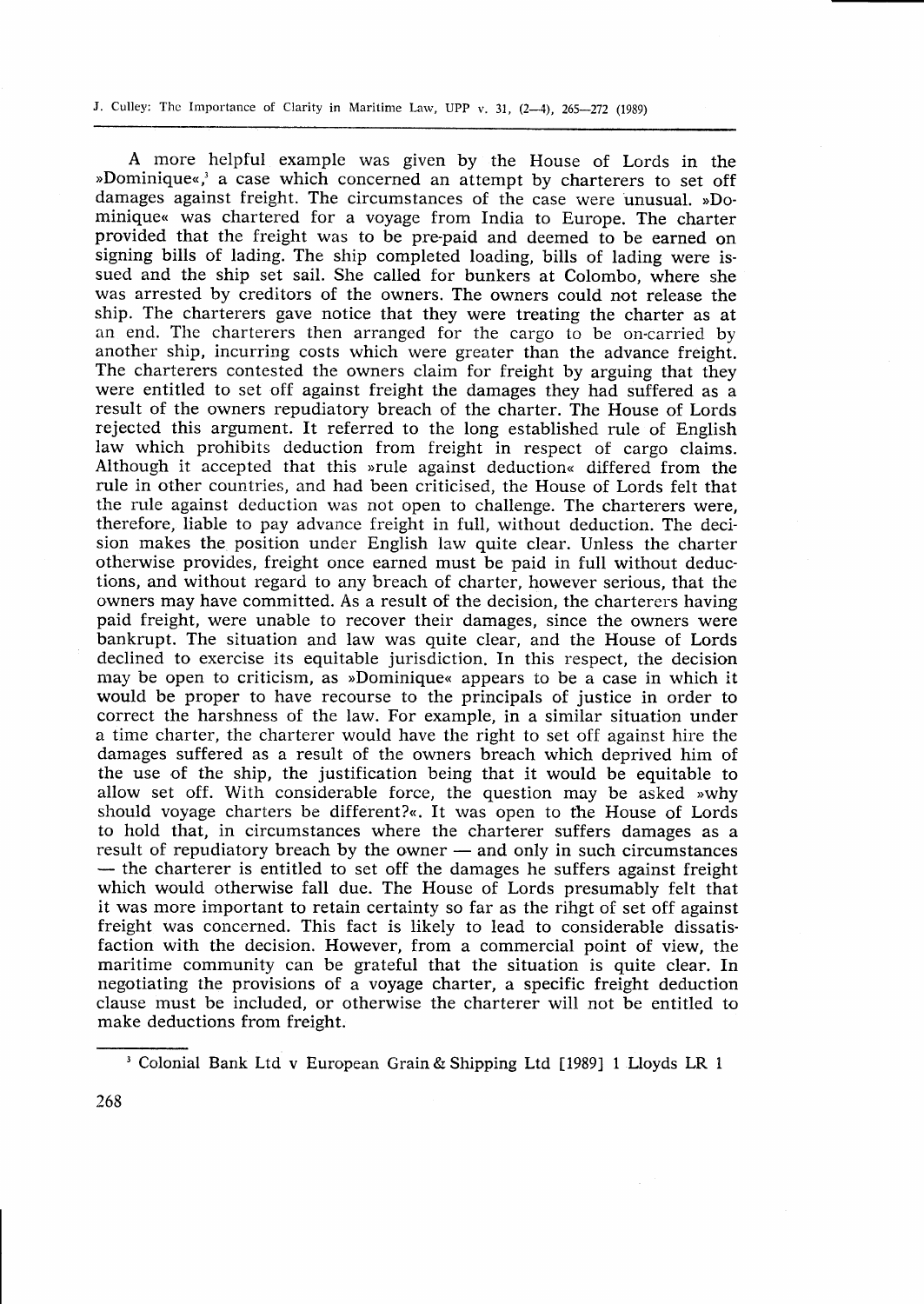A more helpful example was given by the House of Lords in the »Dominique«,[3] a case which concerned an attempt by charterers to set off damages against freight. The circumstances of the case were unusual. »Dominique« was chartered for a voyage from India to Europe. The charter provided that the freight was to be pre-paid and deemed to be earned on signing bills of lading. The ship completed loading, bills of lading were issued and the ship set sail. She called for bunkers at Colombo, where she was arrested by creditors of the owners. The owners could not release the ship. The charterers gave notice that they were treating the charter as at an end. The charterers then arranged for the cargo to be on-carried by another ship, incurring costs which were greater than the advance freight. The charterers contested the owners claim for freight by arguing that they were entitled to set off against freight the damages they had suffered as a result of the owners repudiatory breach of the charter. The House of Lords rejected this argument. It referred to the long established rule of English law which prohibits deduction from freight in respect of cargo claims. Although it accepted that this »rule against deduction« differed from the rule in other countries, and had been criticised, the House of Lords felt that the rule against deduction was not open to challenge. The charterers were, therefore, liable to pay advance freight in full, without deduction. The decision makes the position under English law quite clear. Unless the charter otherwise provides, freight once earned must be paid in full without deductions, and without regard to any breach of charter, however serious, that the owners may have committed. As a result of the decision, the charterers having paid freight, were unable to recover their damages, since the owners were bankrupt. The situation and law was quite clear, and the House of Lords declined to exercise its equitable jurisdiction. In this respect, the decision may be open to criticism, as »Dominique« appears to be a case in which it would be proper to have recourse to the principals of justice in order to correct the harshness of the law. For example, in a similar situation under a time charter, the charterer would have the right to set off against hire the damages suffered as a result of the owners breach which deprived him of the use of the ship, the justification being that it would be equitable to allow set off. With considerable force, the question may be asked »why should voyage charters be different?«. It was open to the House of Lords to hold that, in circumstances where the charterer suffers damages as a result of repudiatory breach by the owner — and only in such circumstances — the charterer is entitled to set off the damages he suffers against freight which would otherwise fall due. The House of Lords presumably felt that it was more important to retain certainty so far as the rihgt of set off against freight was concerned. This fact is likely to lead to considerable dissatisfaction with the decision. However, from a commercial point of view, the maritime community can be grateful that the situation is quite clear. In negotiating the provisions of a voyage charter, a specific freight deduction clause must be included, or otherwise the charterer will not be entitled to make deductions from freight.

---

[3] Colonial Bank Ltd v European Grain & Shipping Ltd [1989] 1 Lloyds LR 1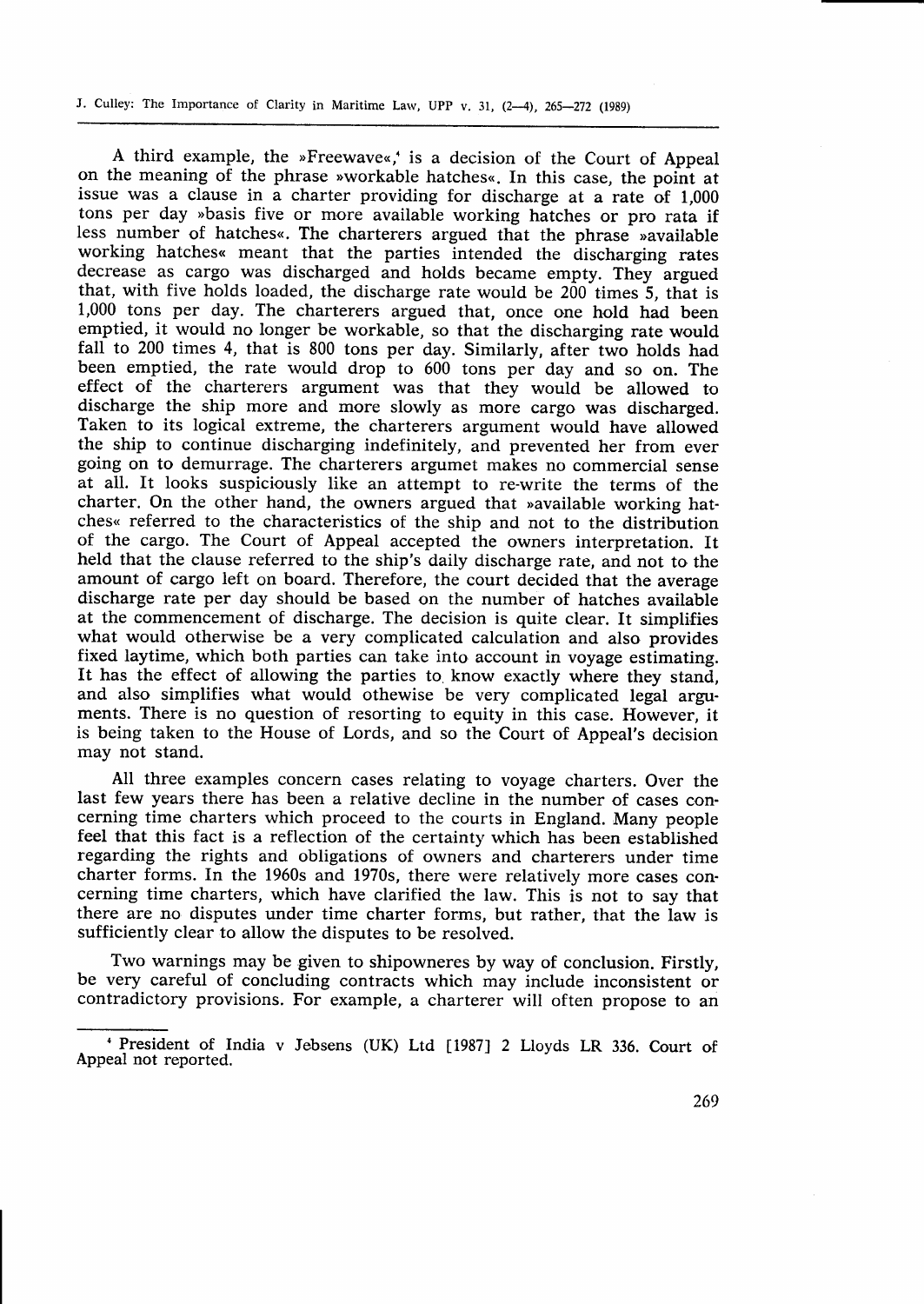A third example, the »Freewave«,[4] is a decision of the Court of Appeal on the meaning of the phrase »workable hatches«. In this case, the point at issue was a clause in a charter providing for discharge at a rate of 1,000 tons per day »basis five or more available working hatches or pro rata if less number of hatches«. The charterers argued that the phrase »available working hatches« meant that the parties intended the discharging rates decrease as cargo was discharged and holds became empty. They argued that, with five holds loaded, the discharge rate would be 200 times 5, that is 1,000 tons per day. The charterers argued that, once one hold had been emptied, it would no longer be workable, so that the discharging rate would fall to 200 times 4, that is 800 tons per day. Similarly, after two holds had been emptied, the rate would drop to 600 tons per day and so on. The effect of the charterers argument was that they would be allowed to discharge the ship more and more slowly as more cargo was discharged. Taken to its logical extreme, the charterers argument would have allowed the ship to continue discharging indefinitely, and prevented her from ever going on to demurrage. The charterers argumet makes no commercial sense at all. It looks suspiciously like an attempt to re-write the terms of the charter. On the other hand, the owners argued that »available working hatches« referred to the characteristics of the ship and not to the distribution of the cargo. The Court of Appeal accepted the owners interpretation. It held that the clause referred to the ship's daily discharge rate, and not to the amount of cargo left on board. Therefore, the court decided that the average discharge rate per day should be based on the number of hatches available at the commencement of discharge. The decision is quite clear. It simplifies what would otherwise be a very complicated calculation and also provides fixed laytime, which both parties can take into account in voyage estimating. It has the effect of allowing the parties to know exactly where they stand, and also simplifies what would othewise be very complicated legal arguments. There is no question of resorting to equity in this case. However, it is being taken to the House of Lords, and so the Court of Appeal's decision may not stand.

All three examples concern cases relating to voyage charters. Over the last few years there has been a relative decline in the number of cases concerning time charters which proceed to the courts in England. Many people feel that this fact is a reflection of the certainty which has been established regarding the rights and obligations of owners and charterers under time charter forms. In the 1960s and 1970s, there were relatively more cases concerning time charters, which have clarified the law. This is not to say that there are no disputes under time charter forms, but rather, that the law is sufficiently clear to allow the disputes to be resolved.

Two warnings may be given to shipowneres by way of conclusion. Firstly, be very careful of concluding contracts which may include inconsistent or contradictory provisions. For example, a charterer will often propose to an

---

[4] President of India v Jebsens (UK) Ltd [1987] 2 Lloyds LR 336. Court of Appeal not reported.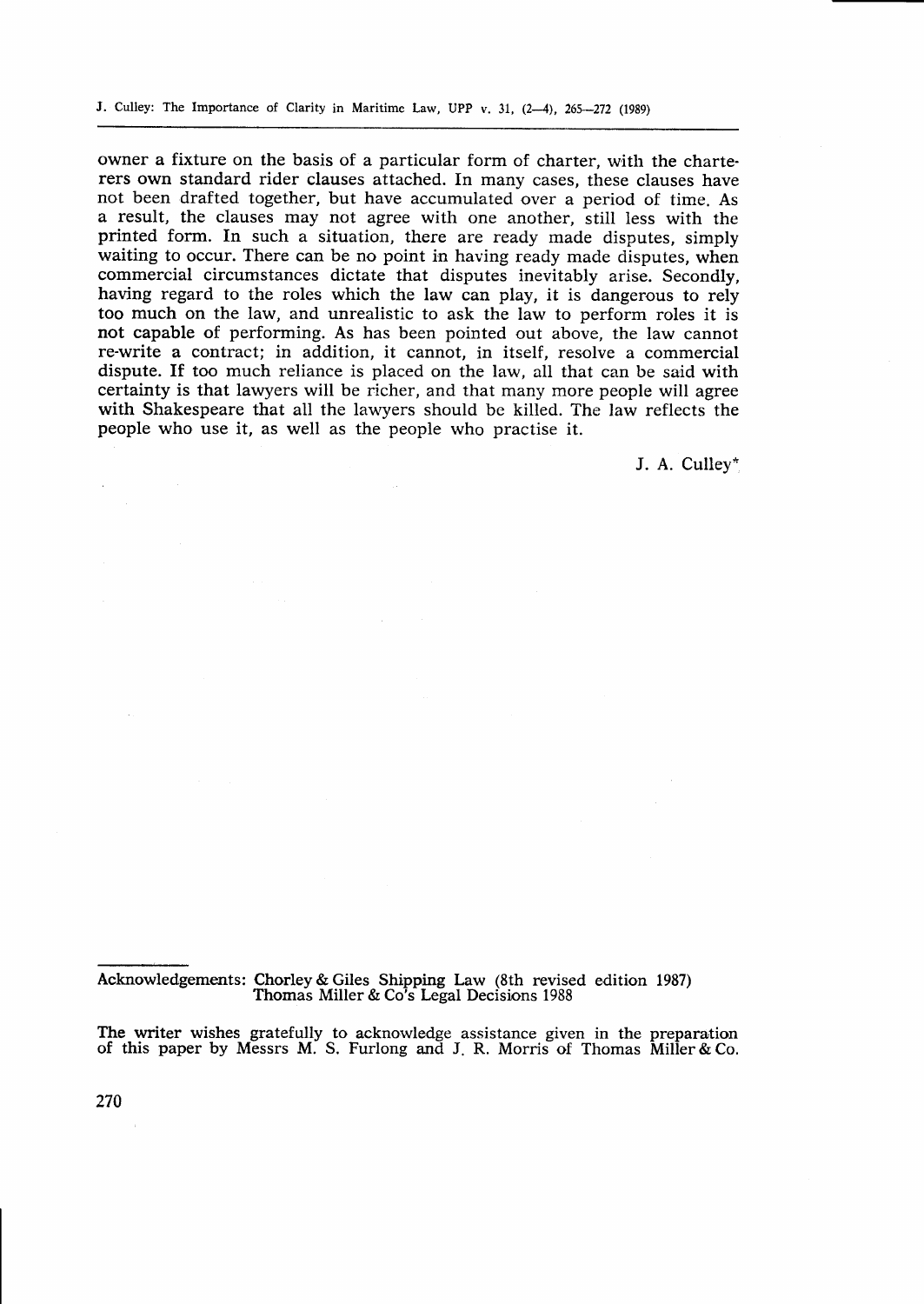owner a fixture on the basis of a particular form of charter, with the charterers own standard rider clauses attached. In many cases, these clauses have not been drafted together, but have accumulated over a period of time. As a result, the clauses may not agree with one another, still less with the printed form. In such a situation, there are ready made disputes, simply waiting to occur. There can be no point in having ready made disputes, when commercial circumstances dictate that disputes inevitably arise. Secondly, having regard to the roles which the law can play, it is dangerous to rely too much on the law, and unrealistic to ask the law to perform roles it is not capable of performing. As has been pointed out above, the law cannot re-write a contract; in addition, it cannot, in itself, resolve a commercial dispute. If too much reliance is placed on the law, all that can be said with certainty is that lawyers will be richer, and that many more people will agree with Shakespeare that all the lawyers should be killed. The law reflects the people who use it, as well as the people who practise it.

J. A. Culley*

---

Acknowledgements: Chorley & Giles Shipping Law (8th revised edition 1987)
Thomas Miller & Co's Legal Decisions 1988

The writer wishes gratefully to acknowledge assistance given in the preparation of this paper by Messrs M. S. Furlong and J. R. Morris of Thomas Miller & Co.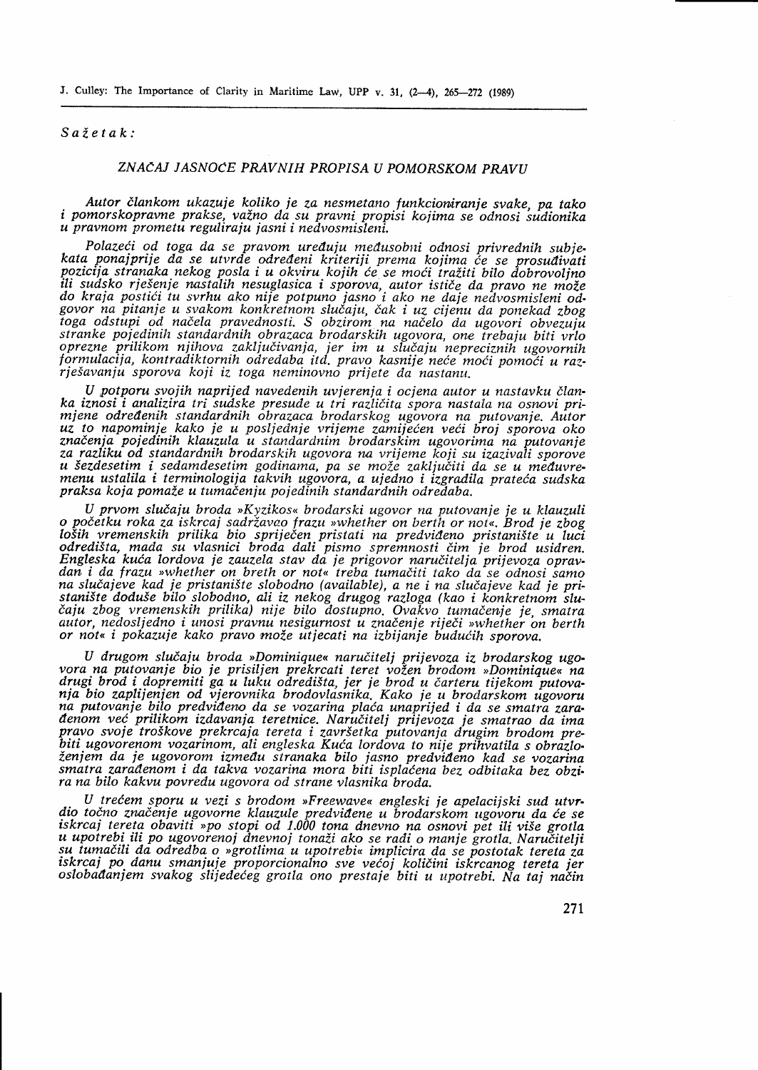*Sažetak:*

## *ZNAČAJ JASNOĆE PRAVNIH PROPISA U POMORSKOM PRAVU*

*Autor člankom ukazuje koliko je za nesmetano funkcioniranje svake, pa tako i pomorskopravne prakse, važno da su pravni propisi kojima se odnosi sudionika u pravnom prometu reguliraju jasni i nedvosmisleni.*

*Polazeći od toga da se pravom uređuju međusobni odnosi privrednih subjekata ponajprije da se utvrde određeni kriteriji prema kojima će se prosuđivati pozicija stranaka nekog posla i u okviru kojih će se moći tražiti bilo dobrovoljno ili sudsko rješenje nastalih nesuglasica i sporova, autor ističe da pravo ne može do kraja postići tu svrhu ako nije potpuno jasno i ako ne daje nedvosmisleni odgovor na pitanje u svakom konkretnom slučaju, čak i uz cijenu da ponekad zbog toga odstupi od načela pravednosti. S obzirom na načelo da ugovori obvezuju stranke pojedinih standardnih obrazaca brodarskih ugovora, one trebaju biti vrlo oprezne prilikom njihova zaključivanja, jer im u slučaju nepreciznih ugovornih formulacija, kontradiktornih odredaba itd. pravo kasnije neće moći pomoći u razrješavanju sporova koji iz toga neminovno prijete da nastanu.*

*U potporu svojih naprijed navedenih uvjerenja i ocjena autor u nastavku članka iznosi i analizira tri sudske presude u tri različita spora nastala na osnovi primjene određenih standardnih obrazaca brodarskog ugovora na putovanje. Autor uz to napominje kako je u posljednje vrijeme zamijećen veći broj sporova oko značenja pojedinih klauzula u standardnim brodarskim ugovorima na putovanje za razliku od standardnih brodarskih ugovora na vrijeme koji su izazivali sporove u šezdesetim i sedamdesetim godinama, pa se može zaključiti da se u međuvremenu ustalila i terminologija takvih ugovora, a ujedno i izgradila prateća sudska praksa koja pomaže u tumačenju pojedinih standardnih odredaba.*

*U prvom slučaju broda »Kyzikos« brodarski ugovor na putovanje je u klauzuli o početku roka za iskrcaj sadržavao frazu »whether on berth or not«. Brod je zbog loših vremenskih prilika bio spriječen pristati na predviđeno pristanište u luci odredišta, mada su vlasnici broda dali pismo spremnosti čim je brod usidren. Engleska kuća lordova je zauzela stav da je prigovor naručitelja prijevoza opravdan i da frazu »whether on breth or not« treba tumačiti tako da se odnosi samo na slučajeve kad je pristanište slobodno (available), a ne i na slučajeve kad je pristanište doduše bilo slobodno, ali iz nekog drugog razloga (kao i konkretnom slučaju zbog vremenskih prilika) nije bilo dostupno. Ovakvo tumačenje je, smatra autor, nedosljedno i unosi pravnu nesigurnost u značenje riječi »whether on berth or not« i pokazuje kako pravo može utjecati na izbijanje budućih sporova.*

*U drugom slučaju broda »Dominique« naručitelj prijevoza iz brodarskog ugovora na putovanje bio je prisiljen prekrcati teret vožen brodom »Dominique« na drugi brod i dopremiti ga u luku odredišta, jer je brod u čarteru tijekom putovanja bio zaplijenjen od vjerovnika brodovlasnika. Kako je u brodarskom ugovoru na putovanje bilo predviđeno da se vozarina plaća unaprijed i da se smatra zarađenom već prilikom izdavanja teretnice. Naručitelj prijevoza je smatrao da ima pravo svoje troškove prekrcaja tereta i završetka putovanja drugim brodom prebiti ugovorenom vozarinom, ali engleska Kuća lordova to nije prihvatila s obrazloženjem da je ugovorom između stranaka bilo jasno predviđeno kad se vozarina smatra zarađenom i da takva vozarina mora biti isplaćena bez odbitaka bez obzira na bilo kakvu povredu ugovora od strane vlasnika broda.*

*U trećem sporu u vezi s brodom »Freewave« engleski je apelacijski sud utvrdio točno značenje ugovorne klauzule predviđene u brodarskom ugovoru da će se iskrcaj tereta obaviti »po stopi od 1.000 tona dnevno na osnovi pet ili više grotla u upotrebi ili po ugovorenoj dnevnoj tonaži ako se radi o manje grotla. Naručitelji su tumačili da odredba o »grotlima u upotrebi« implicira da se postotak tereta za iskrcaj po danu smanjuje proporcionalno sve većoj količini iskrcanog tereta jer oslobađanjem svakog slijedećeg grotla ono prestaje biti u upotrebi. Na taj način*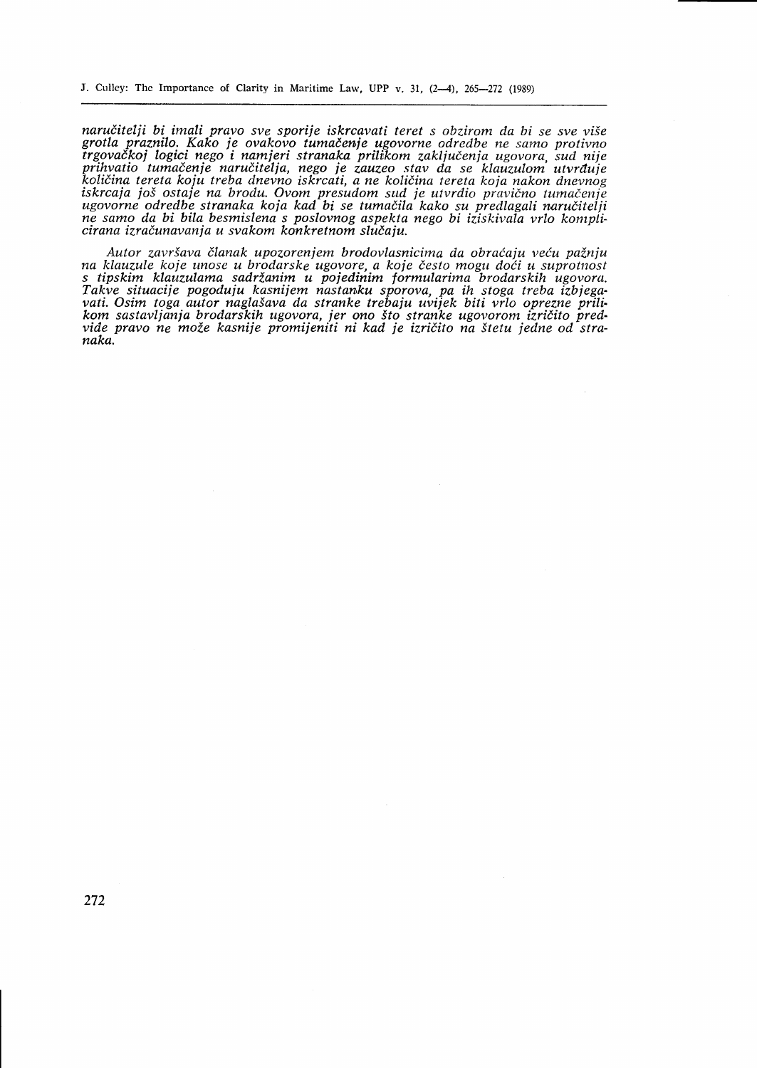*naručitelji bi imali pravo sve sporije iskrcavati teret s obzirom da bi se sve više grotla praznilo. Kako je ovakovo tumačenje ugovorne odredbe ne samo protivno trgovačkoj logici nego i namjeri stranaka prilikom zaključenja ugovora, sud nije prihvatio tumačenje naručitelja, nego je zauzeo stav da se klauzulom utvrđuje količina tereta koju treba dnevno iskrcati, a ne količina tereta koja nakon dnevnog iskrcaja još ostaje na brodu. Ovom presudom sud je utvrdio pravično tumačenje ugovorne odredbe stranaka koja kad bi se tumačila kako su predlagali naručitelji ne samo da bi bila besmislena s poslovnog aspekta nego bi iziskivala vrlo komplicirana izračunavanja u svakom konkretnom slučaju.*

*Autor završava članak upozorenjem brodovlasnicima da obraćaju veću pažnju na klauzule koje unose u brodarske ugovore, a koje često mogu doći u suprotnost s tipskim klauzulama sadržanim u pojedinim formularima brodarskih ugovora. Takve situacije pogoduju kasnijem nastanku sporova, pa ih stoga treba izbjegavati. Osim toga autor naglašava da stranke trebaju uvijek biti vrlo oprezne prilikom sastavljanja brodarskih ugovora, jer ono što stranke ugovorom izričito predvide pravo ne može kasnije promijeniti ni kad je izričito na štetu jedne od stranaka.*